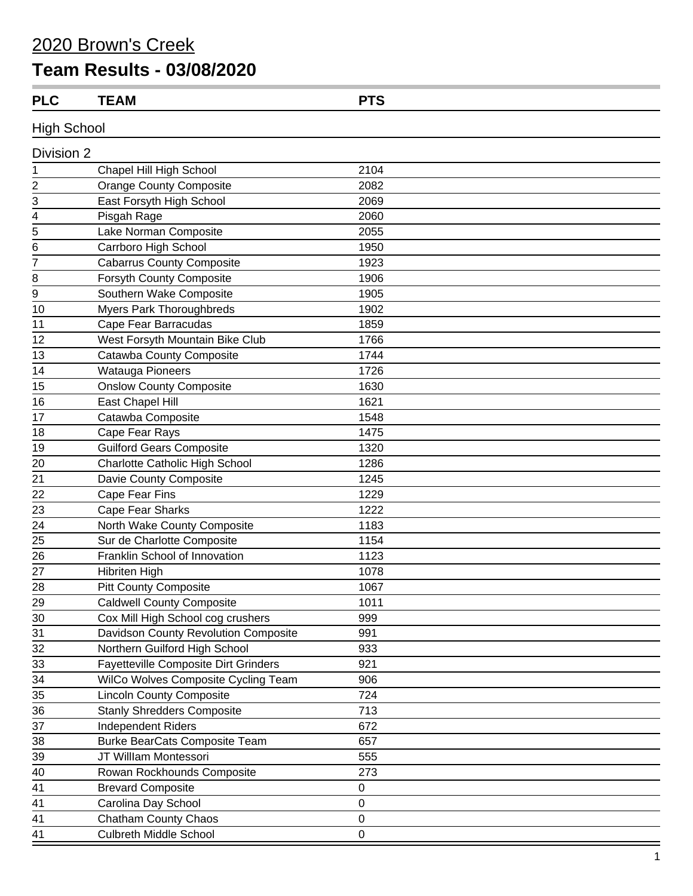# 2020 Brown's Creek

## Team Results - 03/08/2020

| PLC | TEAM | PTS |
|---|---|---|
| **High School** | | |
| **Division 2** | | |
| 1 | Chapel Hill High School | 2104 |
| 2 | Orange County Composite | 2082 |
| 3 | East Forsyth High School | 2069 |
| 4 | Pisgah Rage | 2060 |
| 5 | Lake Norman Composite | 2055 |
| 6 | Carrboro High School | 1950 |
| 7 | Cabarrus County Composite | 1923 |
| 8 | Forsyth County Composite | 1906 |
| 9 | Southern Wake Composite | 1905 |
| 10 | Myers Park Thoroughbreds | 1902 |
| 11 | Cape Fear Barracudas | 1859 |
| 12 | West Forsyth Mountain Bike Club | 1766 |
| 13 | Catawba County Composite | 1744 |
| 14 | Watauga Pioneers | 1726 |
| 15 | Onslow County Composite | 1630 |
| 16 | East Chapel Hill | 1621 |
| 17 | Catawba Composite | 1548 |
| 18 | Cape Fear Rays | 1475 |
| 19 | Guilford Gears Composite | 1320 |
| 20 | Charlotte Catholic High School | 1286 |
| 21 | Davie County Composite | 1245 |
| 22 | Cape Fear Fins | 1229 |
| 23 | Cape Fear Sharks | 1222 |
| 24 | North Wake County Composite | 1183 |
| 25 | Sur de Charlotte Composite | 1154 |
| 26 | Franklin School of Innovation | 1123 |
| 27 | Hibriten High | 1078 |
| 28 | Pitt County Composite | 1067 |
| 29 | Caldwell County Composite | 1011 |
| 30 | Cox Mill High School cog crushers | 999 |
| 31 | Davidson County Revolution Composite | 991 |
| 32 | Northern Guilford High School | 933 |
| 33 | Fayetteville Composite Dirt Grinders | 921 |
| 34 | WilCo Wolves Composite Cycling Team | 906 |
| 35 | Lincoln County Composite | 724 |
| 36 | Stanly Shredders Composite | 713 |
| 37 | Independent Riders | 672 |
| 38 | Burke BearCats Composite Team | 657 |
| 39 | JT Willlam Montessori | 555 |
| 40 | Rowan Rockhounds Composite | 273 |
| 41 | Brevard Composite | 0 |
| 41 | Carolina Day School | 0 |
| 41 | Chatham County Chaos | 0 |
| 41 | Culbreth Middle School | 0 |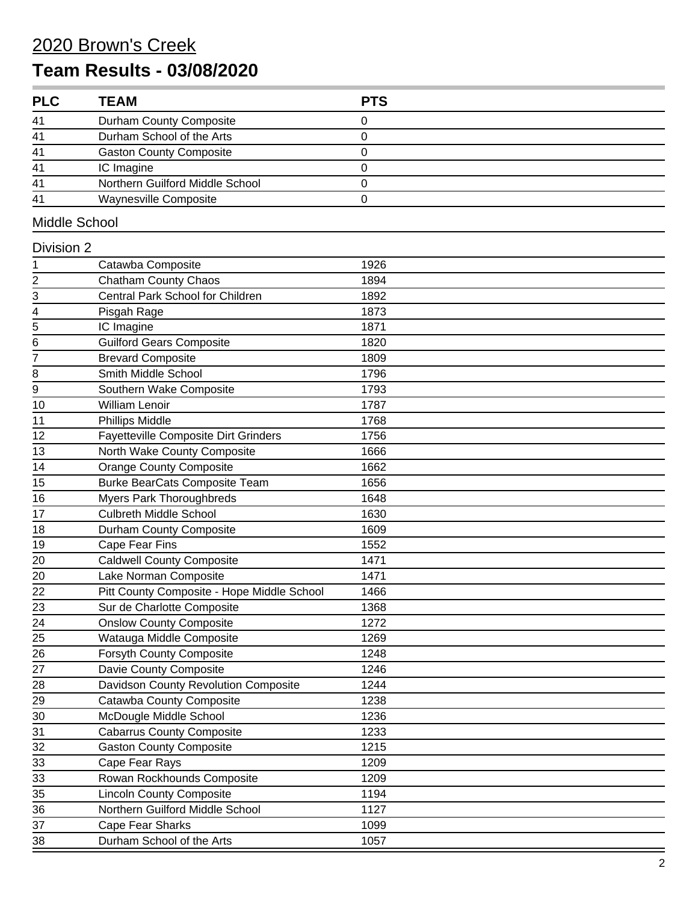# 2020 Brown's Creek

## Team Results - 03/08/2020

| PLC | TEAM | PTS |
|---|---|---|
| 41 | Durham County Composite | 0 |
| 41 | Durham School of the Arts | 0 |
| 41 | Gaston County Composite | 0 |
| 41 | IC Imagine | 0 |
| 41 | Northern Guilford Middle School | 0 |
| 41 | Waynesville Composite | 0 |

### Middle School

#### Division 2

| PLC | TEAM | PTS |
|---|---|---|
| 1 | Catawba Composite | 1926 |
| 2 | Chatham County Chaos | 1894 |
| 3 | Central Park School for Children | 1892 |
| 4 | Pisgah Rage | 1873 |
| 5 | IC Imagine | 1871 |
| 6 | Guilford Gears Composite | 1820 |
| 7 | Brevard Composite | 1809 |
| 8 | Smith Middle School | 1796 |
| 9 | Southern Wake Composite | 1793 |
| 10 | William Lenoir | 1787 |
| 11 | Phillips Middle | 1768 |
| 12 | Fayetteville Composite Dirt Grinders | 1756 |
| 13 | North Wake County Composite | 1666 |
| 14 | Orange County Composite | 1662 |
| 15 | Burke BearCats Composite Team | 1656 |
| 16 | Myers Park Thoroughbreds | 1648 |
| 17 | Culbreth Middle School | 1630 |
| 18 | Durham County Composite | 1609 |
| 19 | Cape Fear Fins | 1552 |
| 20 | Caldwell County Composite | 1471 |
| 20 | Lake Norman Composite | 1471 |
| 22 | Pitt County Composite - Hope Middle School | 1466 |
| 23 | Sur de Charlotte Composite | 1368 |
| 24 | Onslow County Composite | 1272 |
| 25 | Watauga Middle Composite | 1269 |
| 26 | Forsyth County Composite | 1248 |
| 27 | Davie County Composite | 1246 |
| 28 | Davidson County Revolution Composite | 1244 |
| 29 | Catawba County Composite | 1238 |
| 30 | McDougle Middle School | 1236 |
| 31 | Cabarrus County Composite | 1233 |
| 32 | Gaston County Composite | 1215 |
| 33 | Cape Fear Rays | 1209 |
| 33 | Rowan Rockhounds Composite | 1209 |
| 35 | Lincoln County Composite | 1194 |
| 36 | Northern Guilford Middle School | 1127 |
| 37 | Cape Fear Sharks | 1099 |
| 38 | Durham School of the Arts | 1057 |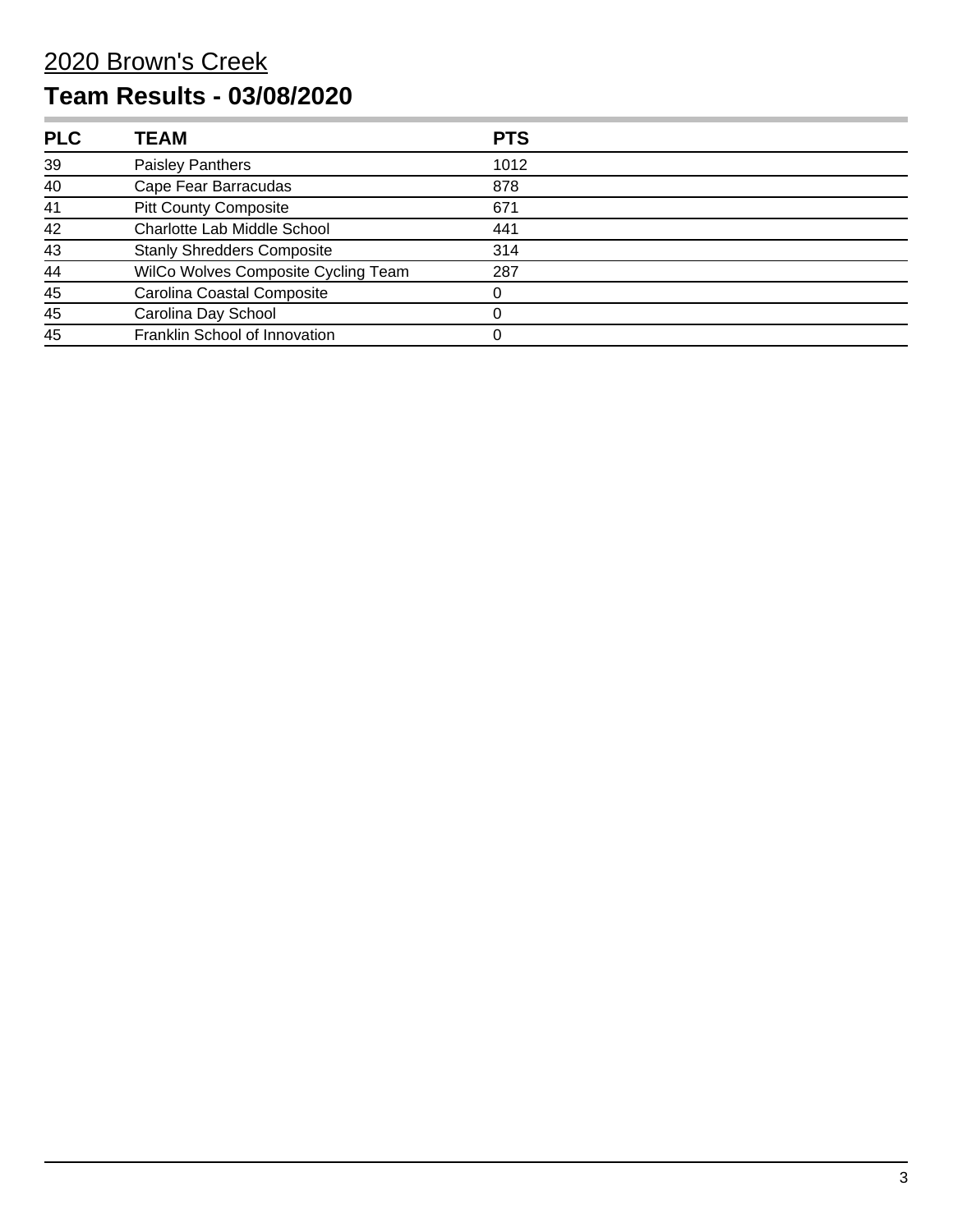## 2020 Brown's Creek

# Team Results - 03/08/2020

| PLC | TEAM | PTS |
|---|---|---|
| 39 | Paisley Panthers | 1012 |
| 40 | Cape Fear Barracudas | 878 |
| 41 | Pitt County Composite | 671 |
| 42 | Charlotte Lab Middle School | 441 |
| 43 | Stanly Shredders Composite | 314 |
| 44 | WilCo Wolves Composite Cycling Team | 287 |
| 45 | Carolina Coastal Composite | 0 |
| 45 | Carolina Day School | 0 |
| 45 | Franklin School of Innovation | 0 |